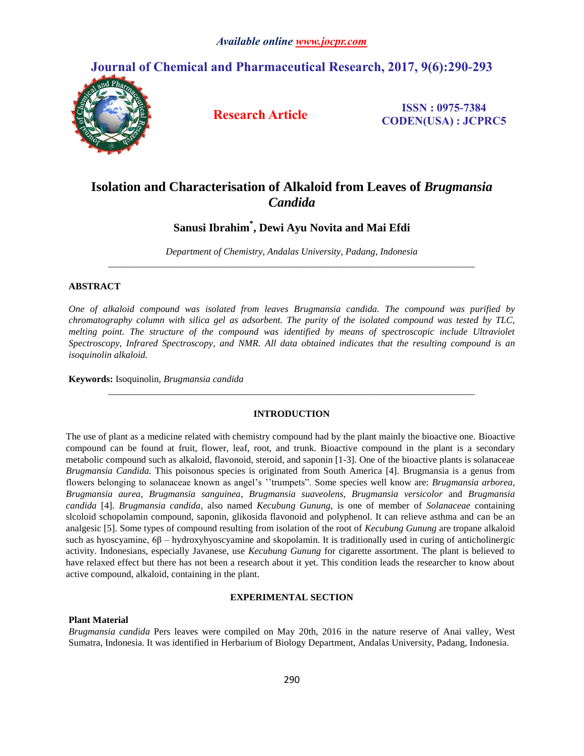# Isolation and Characterisation of Alkaloid from Leaves of *Brugmansia Candida*

**Sanusi Ibrahim[*], Dewi Ayu Novita and Mai Efdi**

*Department of Chemistry, Andalas University, Padang, Indonesia*

---

## ABSTRACT

*One of alkaloid compound was isolated from leaves Brugmansia candida. The compound was purified by chromatography column with silica gel as adsorbent. The purity of the isolated compound was tested by TLC, melting point. The structure of the compound was identified by means of spectroscopic include Ultraviolet Spectroscopy, Infrared Spectroscopy, and NMR. All data obtained indicates that the resulting compound is an isoquinolin alkaloid.*

**Keywords:** Isoquinolin, *Brugmansia candida*

---

## INTRODUCTION

The use of plant as a medicine related with chemistry compound had by the plant mainly the bioactive one. Bioactive compound can be found at fruit, flower, leaf, root, and trunk. Bioactive compound in the plant is a secondary metabolic compound such as alkaloid, flavonoid, steroid, and saponin [1-3]. One of the bioactive plants is solanaceae *Brugmansia Candida.* This poisonous species is originated from South America [4]. Brugmansia is a genus from flowers belonging to solanaceae known as angel's ''trumpets". Some species well know are: *Brugmansia arborea*, *Brugmansia aurea*, *Brugmansia sanguinea*, *Brugmansia suaveolens*, *Brugmansia versicolor* and *Brugmansia candida* [4]. *Brugmansia candida*, also named *Kecubung Gunung*, is one of member of *Solanaceae* containing slcoloid schopolamin compound, saponin, glikosida flavonoid and polyphenol. It can relieve asthma and can be an analgesic [5]. Some types of compound resulting from isolation of the root of *Kecubung Gunung* are tropane alkaloid such as hyoscyamine, 6β – hydroxyhyoscyamine and skopolamin. It is traditionally used in curing of anticholinergic activity. Indonesians, especially Javanese, use *Kecubung Gunung* for cigarette assortment. The plant is believed to have relaxed effect but there has not been a research about it yet. This condition leads the researcher to know about active compound, alkaloid, containing in the plant.

## EXPERIMENTAL SECTION

### Plant Material

*Brugmansia candida* Pers leaves were compiled on May 20th, 2016 in the nature reserve of Anai valley, West Sumatra, Indonesia. It was identified in Herbarium of Biology Department, Andalas University, Padang, Indonesia.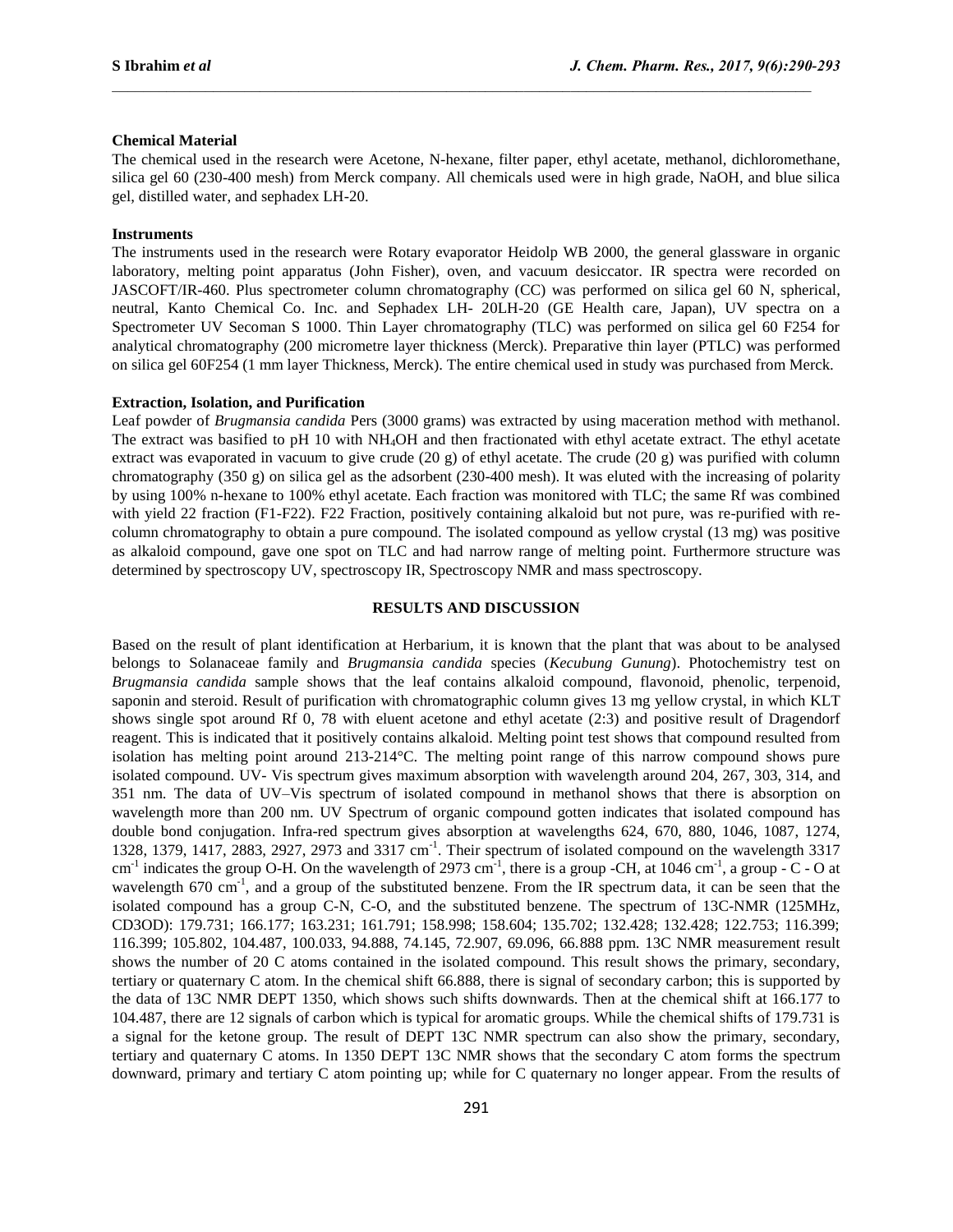**Chemical Material**

The chemical used in the research were Acetone, N-hexane, filter paper, ethyl acetate, methanol, dichloromethane, silica gel 60 (230-400 mesh) from Merck company. All chemicals used were in high grade, NaOH, and blue silica gel, distilled water, and sephadex LH-20.

**Instruments**

The instruments used in the research were Rotary evaporator Heidolp WB 2000, the general glassware in organic laboratory, melting point apparatus (John Fisher), oven, and vacuum desiccator. IR spectra were recorded on JASCOFT/IR-460. Plus spectrometer column chromatography (CC) was performed on silica gel 60 N, spherical, neutral, Kanto Chemical Co. Inc. and Sephadex LH- 20LH-20 (GE Health care, Japan), UV spectra on a Spectrometer UV Secoman S 1000. Thin Layer chromatography (TLC) was performed on silica gel 60 F254 for analytical chromatography (200 micrometre layer thickness (Merck). Preparative thin layer (PTLC) was performed on silica gel 60F254 (1 mm layer Thickness, Merck). The entire chemical used in study was purchased from Merck.

**Extraction, Isolation, and Purification**

Leaf powder of *Brugmansia candida* Pers (3000 grams) was extracted by using maceration method with methanol. The extract was basified to pH 10 with $NH_4OH$ and then fractionated with ethyl acetate extract. The ethyl acetate extract was evaporated in vacuum to give crude (20 g) of ethyl acetate. The crude (20 g) was purified with column chromatography (350 g) on silica gel as the adsorbent (230-400 mesh). It was eluted with the increasing of polarity by using 100% n-hexane to 100% ethyl acetate. Each fraction was monitored with TLC; the same Rf was combined with yield 22 fraction (F1-F22). F22 Fraction, positively containing alkaloid but not pure, was re-purified with re-column chromatography to obtain a pure compound. The isolated compound as yellow crystal (13 mg) was positive as alkaloid compound, gave one spot on TLC and had narrow range of melting point. Furthermore structure was determined by spectroscopy UV, spectroscopy IR, Spectroscopy NMR and mass spectroscopy.

## RESULTS AND DISCUSSION

Based on the result of plant identification at Herbarium, it is known that the plant that was about to be analysed belongs to Solanaceae family and *Brugmansia candida* species (*Kecubung Gunung*). Photochemistry test on *Brugmansia candida* sample shows that the leaf contains alkaloid compound, flavonoid, phenolic, terpenoid, saponin and steroid. Result of purification with chromatographic column gives 13 mg yellow crystal, in which KLT shows single spot around Rf 0, 78 with eluent acetone and ethyl acetate (2:3) and positive result of Dragendorf reagent. This is indicated that it positively contains alkaloid. Melting point test shows that compound resulted from isolation has melting point around 213-214°C. The melting point range of this narrow compound shows pure isolated compound. UV- Vis spectrum gives maximum absorption with wavelength around 204, 267, 303, 314, and 351 nm. The data of UV–Vis spectrum of isolated compound in methanol shows that there is absorption on wavelength more than 200 nm. UV Spectrum of organic compound gotten indicates that isolated compound has double bond conjugation. Infra-red spectrum gives absorption at wavelengths 624, 670, 880, 1046, 1087, 1274, 1328, 1379, 1417, 2883, 2927, 2973 and 3317 $cm^{-1}$. Their spectrum of isolated compound on the wavelength 3317 $cm^{-1}$ indicates the group O-H. On the wavelength of 2973 $cm^{-1}$, there is a group -CH, at 1046 $cm^{-1}$, a group - C - O at wavelength 670 $cm^{-1}$, and a group of the substituted benzene. From the IR spectrum data, it can be seen that the isolated compound has a group C-N, C-O, and the substituted benzene. The spectrum of 13C-NMR (125MHz, $CD_3OD$): 179.731; 166.177; 163.231; 161.791; 158.998; 158.604; 135.702; 132.428; 132.428; 122.753; 116.399; 116.399; 105.802, 104.487, 100.033, 94.888, 74.145, 72.907, 69.096, 66.888 ppm. 13C NMR measurement result shows the number of 20 C atoms contained in the isolated compound. This result shows the primary, secondary, tertiary or quaternary C atom. In the chemical shift 66.888, there is signal of secondary carbon; this is supported by the data of 13C NMR DEPT 1350, which shows such shifts downwards. Then at the chemical shift at 166.177 to 104.487, there are 12 signals of carbon which is typical for aromatic groups. While the chemical shifts of 179.731 is a signal for the ketone group. The result of DEPT 13C NMR spectrum can also show the primary, secondary, tertiary and quaternary C atoms. In 1350 DEPT 13C NMR shows that the secondary C atom forms the spectrum downward, primary and tertiary C atom pointing up; while for C quaternary no longer appear. From the results of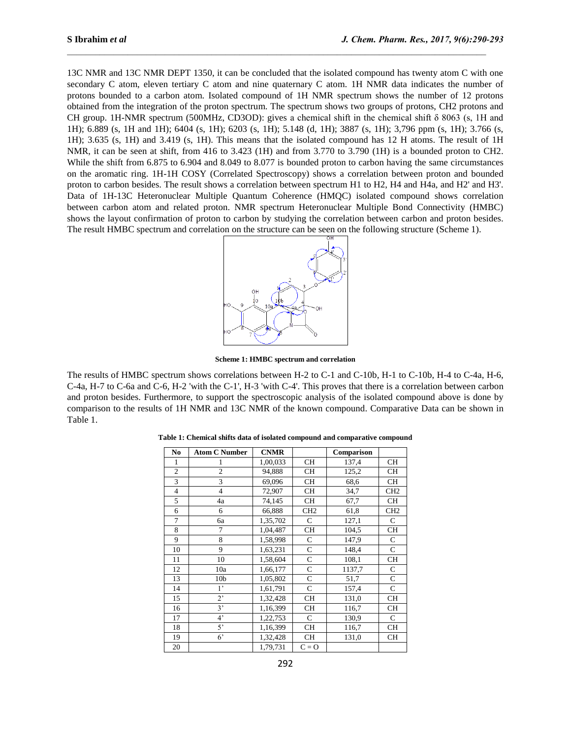13C NMR and 13C NMR DEPT 1350, it can be concluded that the isolated compound has twenty atom C with one secondary C atom, eleven tertiary C atom and nine quaternary C atom. 1H NMR data indicates the number of protons bounded to a carbon atom. Isolated compound of 1H NMR spectrum shows the number of 12 protons obtained from the integration of the proton spectrum. The spectrum shows two groups of protons, CH2 protons and CH group. 1H-NMR spectrum (500MHz, CD3OD): gives a chemical shift in the chemical shift δ 8063 (s, 1H and 1H); 6.889 (s, 1H and 1H); 6404 (s, 1H); 6203 (s, 1H); 5.148 (d, 1H); 3887 (s, 1H); 3,796 ppm (s, 1H); 3.766 (s, 1H); 3.635 (s, 1H) and 3.419 (s, 1H). This means that the isolated compound has 12 H atoms. The result of 1H NMR, it can be seen at shift, from 416 to 3.423 (1H) and from 3.770 to 3.790 (1H) is a bounded proton to CH2. While the shift from 6.875 to 6.904 and 8.049 to 8.077 is bounded proton to carbon having the same circumstances on the aromatic ring. 1H-1H COSY (Correlated Spectroscopy) shows a correlation between proton and bounded proton to carbon besides. The result shows a correlation between spectrum H1 to H2, H4 and H4a, and H2' and H3'. Data of 1H-13C Heteronuclear Multiple Quantum Coherence (HMQC) isolated compound shows correlation between carbon atom and related proton. NMR spectrum Heteronuclear Multiple Bond Connectivity (HMBC) shows the layout confirmation of proton to carbon by studying the correlation between carbon and proton besides. The result HMBC spectrum and correlation on the structure can be seen on the following structure (Scheme 1).

**Scheme 1: HMBC spectrum and correlation**

The results of HMBC spectrum shows correlations between H-2 to C-1 and C-10b, H-1 to C-10b, H-4 to C-4a, H-6, C-4a, H-7 to C-6a and C-6, H-2 'with the C-1', H-3 'with C-4'. This proves that there is a correlation between carbon and proton besides. Furthermore, to support the spectroscopic analysis of the isolated compound above is done by comparison to the results of 1H NMR and 13C NMR of the known compound. Comparative Data can be shown in Table 1.

**Table 1: Chemical shifts data of isolated compound and comparative compound**

| No | Atom C Number | CNMR | | Comparison | |
|---|---|---|---|---|---|
| 1 | 1 | 1,00,033 | CH | 137,4 | CH |
| 2 | 2 | 94,888 | CH | 125,2 | CH |
| 3 | 3 | 69,096 | CH | 68,6 | CH |
| 4 | 4 | 72,907 | CH | 34,7 | CH2 |
| 5 | 4a | 74,145 | CH | 67,7 | CH |
| 6 | 6 | 66,888 | CH2 | 61,8 | CH2 |
| 7 | 6a | 1,35,702 | C | 127,1 | C |
| 8 | 7 | 1,04,487 | CH | 104,5 | CH |
| 9 | 8 | 1,58,998 | C | 147,9 | C |
| 10 | 9 | 1,63,231 | C | 148,4 | C |
| 11 | 10 | 1,58,604 | C | 108,1 | CH |
| 12 | 10a | 1,66,177 | C | 1137,7 | C |
| 13 | 10b | 1,05,802 | C | 51,7 | C |
| 14 | 1' | 1,61,791 | C | 157,4 | C |
| 15 | 2' | 1,32,428 | CH | 131,0 | CH |
| 16 | 3' | 1,16,399 | CH | 116,7 | CH |
| 17 | 4' | 1,22,753 | C | 130,9 | C |
| 18 | 5' | 1,16,399 | CH | 116,7 | CH |
| 19 | 6' | 1,32,428 | CH | 131,0 | CH |
| 20 | | 1,79,731 | C = O | | |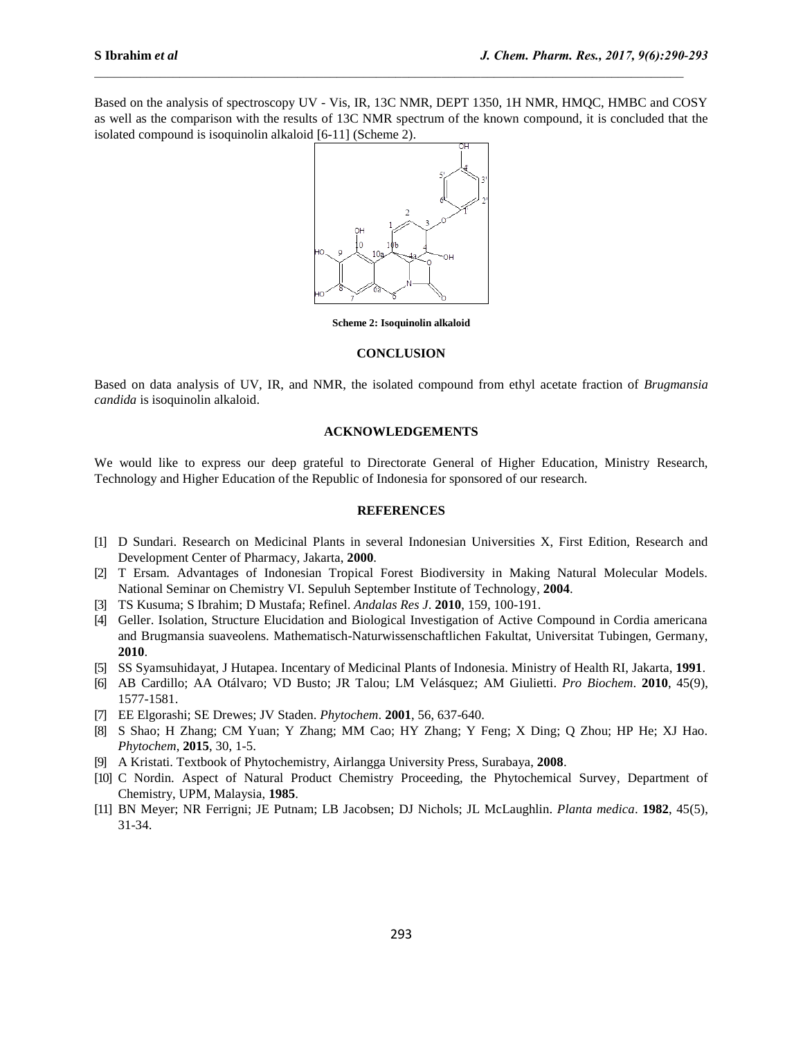Based on the analysis of spectroscopy UV - Vis, IR, 13C NMR, DEPT 1350, 1H NMR, HMQC, HMBC and COSY as well as the comparison with the results of 13C NMR spectrum of the known compound, it is concluded that the isolated compound is isoquinolin alkaloid [6-11] (Scheme 2).

**Scheme 2: Isoquinolin alkaloid**

## CONCLUSION

Based on data analysis of UV, IR, and NMR, the isolated compound from ethyl acetate fraction of *Brugmansia candida* is isoquinolin alkaloid.

## ACKNOWLEDGEMENTS

We would like to express our deep grateful to Directorate General of Higher Education, Ministry Research, Technology and Higher Education of the Republic of Indonesia for sponsored of our research.

## REFERENCES

[1] D Sundari. Research on Medicinal Plants in several Indonesian Universities X, First Edition, Research and Development Center of Pharmacy, Jakarta, **2000**.

[2] T Ersam. Advantages of Indonesian Tropical Forest Biodiversity in Making Natural Molecular Models. National Seminar on Chemistry VI. Sepuluh September Institute of Technology, **2004**.

[3] TS Kusuma; S Ibrahim; D Mustafa; Refinel. *Andalas Res J*. **2010**, 159, 100-191.

[4] Geller. Isolation, Structure Elucidation and Biological Investigation of Active Compound in Cordia americana and Brugmansia suaveolens. Mathematisch-Naturwissenschaftlichen Fakultat, Universitat Tubingen, Germany, **2010**.

[5] SS Syamsuhidayat, J Hutapea. Incentary of Medicinal Plants of Indonesia. Ministry of Health RI, Jakarta, **1991**.

[6] AB Cardillo; AA Otálvaro; VD Busto; JR Talou; LM Velásquez; AM Giulietti. *Pro Biochem*. **2010**, 45(9), 1577-1581.

[7] EE Elgorashi; SE Drewes; JV Staden. *Phytochem*. **2001**, 56, 637-640.

[8] S Shao; H Zhang; CM Yuan; Y Zhang; MM Cao; HY Zhang; Y Feng; X Ding; Q Zhou; HP He; XJ Hao. *Phytochem*, **2015**, 30, 1-5.

[9] A Kristati. Textbook of Phytochemistry, Airlangga University Press, Surabaya, **2008**.

[10] C Nordin. Aspect of Natural Product Chemistry Proceeding, the Phytochemical Survey, Department of Chemistry, UPM, Malaysia, **1985**.

[11] BN Meyer; NR Ferrigni; JE Putnam; LB Jacobsen; DJ Nichols; JL McLaughlin. *Planta medica*. **1982**, 45(5), 31-34.